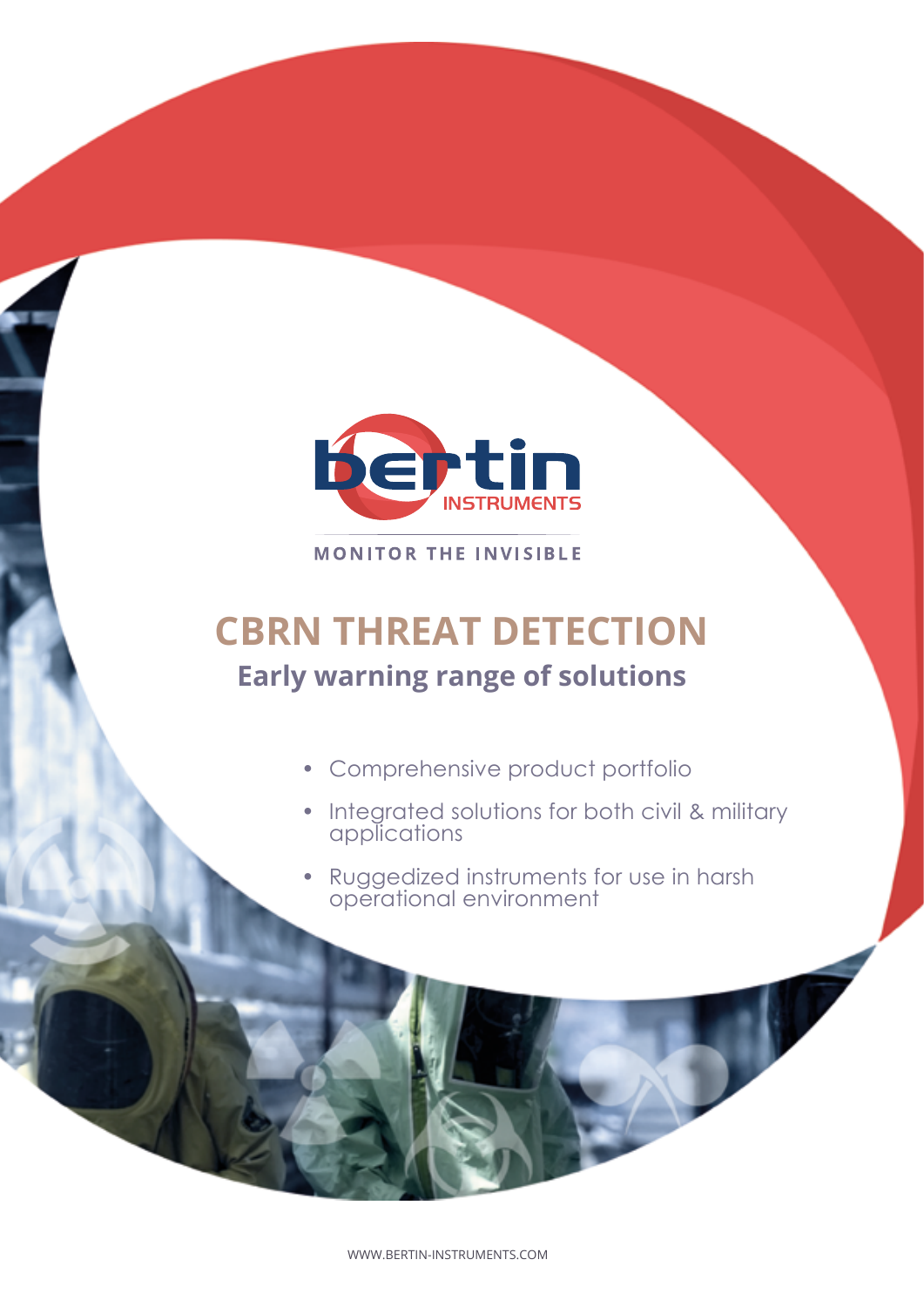bertin INSTRUMENTS

MONITOR THE INVISIBLE

# CBRN THREAT DETECTION

## Early warning range of solutions

- Comprehensive product portfolio
- Integrated solutions for both civil & military applications
- Ruggedized instruments for use in harsh operational environment

WWW.BERTIN-INSTRUMENTS.COM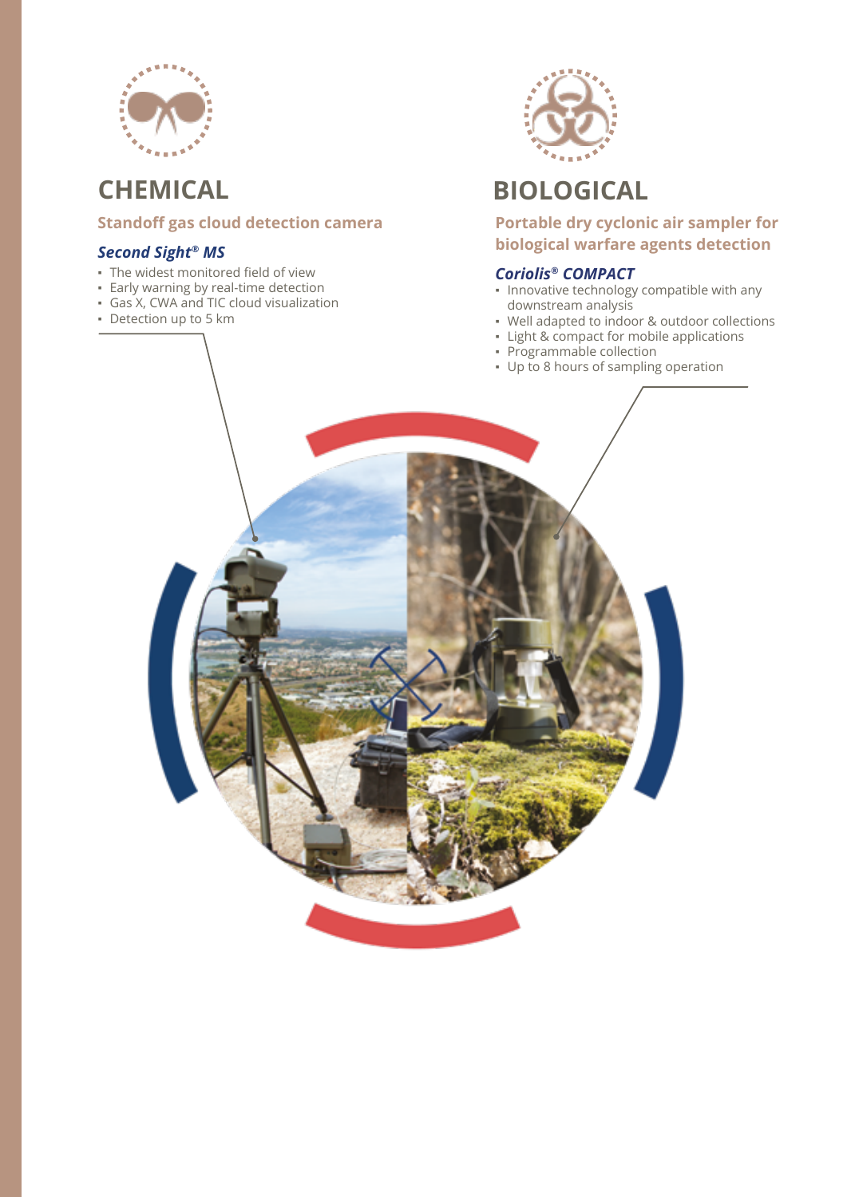## CHEMICAL

### Standoff gas cloud detection camera

***Second Sight® MS***

- The widest monitored field of view
- Early warning by real-time detection
- Gas X, CWA and TIC cloud visualization
- Detection up to 5 km

## BIOLOGICAL

### Portable dry cyclonic air sampler for biological warfare agents detection

***Coriolis® COMPACT***

- Innovative technology compatible with any downstream analysis
- Well adapted to indoor & outdoor collections
- Light & compact for mobile applications
- Programmable collection
- Up to 8 hours of sampling operation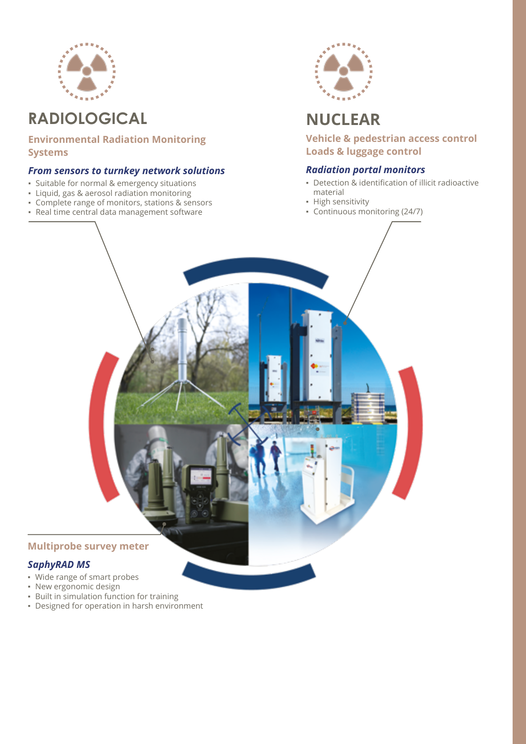## RADIOLOGICAL

### Environmental Radiation Monitoring Systems

***From sensors to turnkey network solutions***

- Suitable for normal & emergency situations
- Liquid, gas & aerosol radiation monitoring
- Complete range of monitors, stations & sensors
- Real time central data management software

## NUCLEAR

### Vehicle & pedestrian access control Loads & luggage control

***Radiation portal monitors***

- Detection & identification of illicit radioactive material
- High sensitivity
- Continuous monitoring (24/7)

### Multiprobe survey meter

***SaphyRAD MS***

- Wide range of smart probes
- New ergonomic design
- Built in simulation function for training
- Designed for operation in harsh environment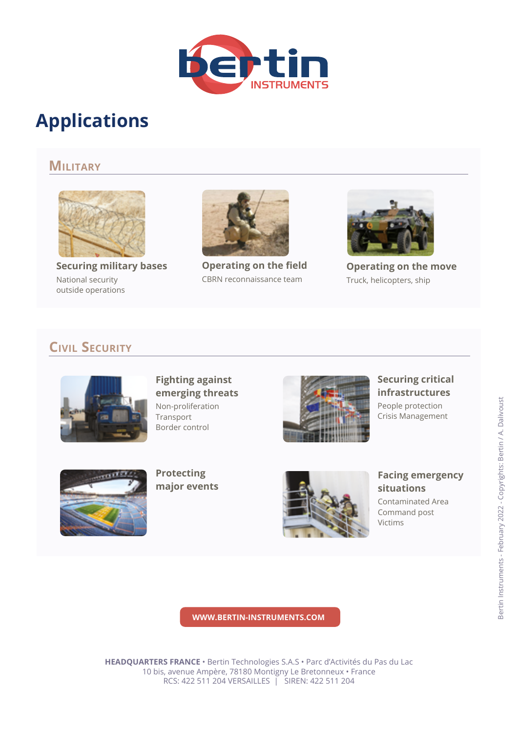# Applications

## Military

**Securing military bases**
National security
outside operations

**Operating on the field**
CBRN reconnaissance team

**Operating on the move**
Truck, helicopters, ship

## Civil Security

**Fighting against emerging threats**
Non-proliferation
Transport
Border control

**Securing critical infrastructures**
People protection
Crisis Management

**Protecting major events**

**Facing emergency situations**
Contaminated Area
Command post
Victims

WWW.BERTIN-INSTRUMENTS.COM

**HEADQUARTERS FRANCE** • Bertin Technologies S.A.S • Parc d'Activités du Pas du Lac
10 bis, avenue Ampère, 78180 Montigny Le Bretonneux • France
RCS: 422 511 204 VERSAILLES | SIREN: 422 511 204

Bertin Instruments - February 2022 - Copyrights: Bertin / A. Dalivoust